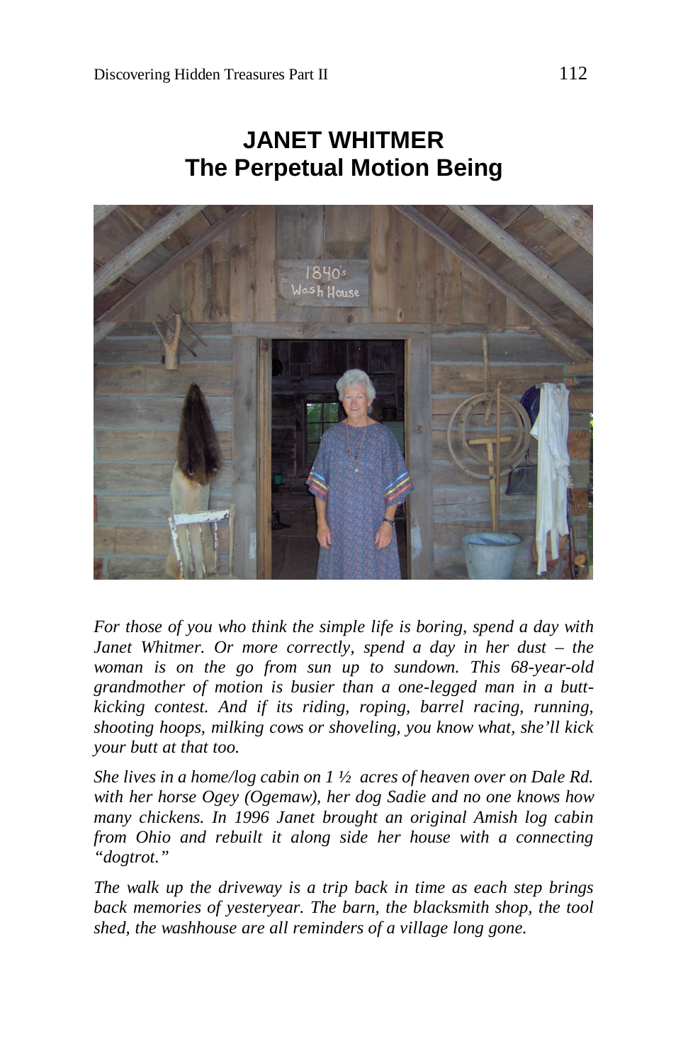# JANET WHITMER
## The Perpetual Motion Being

*For those of you who think the simple life is boring, spend a day with Janet Whitmer. Or more correctly, spend a day in her dust – the woman is on the go from sun up to sundown. This 68-year-old grandmother of motion is busier than a one-legged man in a butt-kicking contest. And if its riding, roping, barrel racing, running, shooting hoops, milking cows or shoveling, you know what, she'll kick your butt at that too.*

*She lives in a home/log cabin on 1 ½ acres of heaven over on Dale Rd. with her horse Ogey (Ogemaw), her dog Sadie and no one knows how many chickens. In 1996 Janet brought an original Amish log cabin from Ohio and rebuilt it along side her house with a connecting "dogtrot."*

*The walk up the driveway is a trip back in time as each step brings back memories of yesteryear. The barn, the blacksmith shop, the tool shed, the washhouse are all reminders of a village long gone.*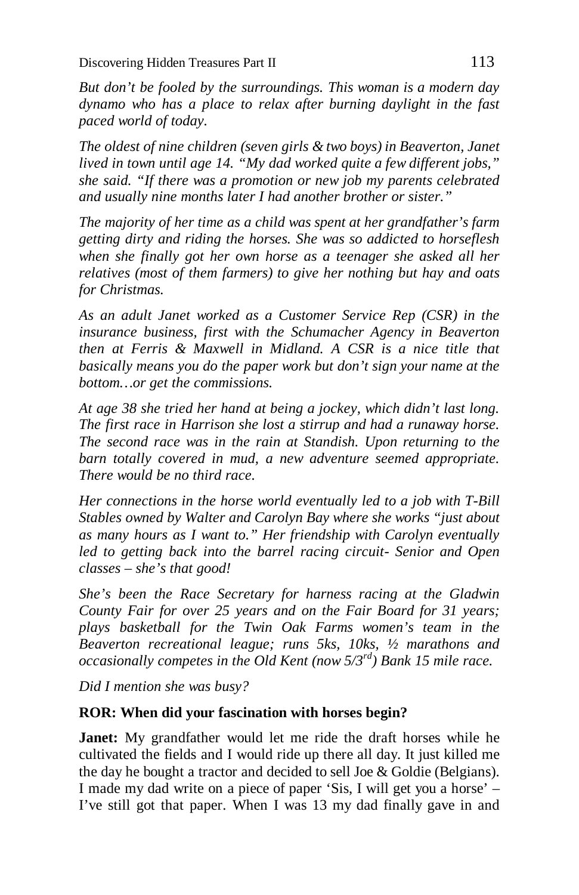*But don't be fooled by the surroundings. This woman is a modern day dynamo who has a place to relax after burning daylight in the fast paced world of today.*

*The oldest of nine children (seven girls & two boys) in Beaverton, Janet lived in town until age 14. "My dad worked quite a few different jobs," she said. "If there was a promotion or new job my parents celebrated and usually nine months later I had another brother or sister."*

*The majority of her time as a child was spent at her grandfather's farm getting dirty and riding the horses. She was so addicted to horseflesh when she finally got her own horse as a teenager she asked all her relatives (most of them farmers) to give her nothing but hay and oats for Christmas.*

*As an adult Janet worked as a Customer Service Rep (CSR) in the insurance business, first with the Schumacher Agency in Beaverton then at Ferris & Maxwell in Midland. A CSR is a nice title that basically means you do the paper work but don't sign your name at the bottom…or get the commissions.*

*At age 38 she tried her hand at being a jockey, which didn't last long. The first race in Harrison she lost a stirrup and had a runaway horse. The second race was in the rain at Standish. Upon returning to the barn totally covered in mud, a new adventure seemed appropriate. There would be no third race.*

*Her connections in the horse world eventually led to a job with T-Bill Stables owned by Walter and Carolyn Bay where she works "just about as many hours as I want to." Her friendship with Carolyn eventually led to getting back into the barrel racing circuit- Senior and Open classes – she's that good!*

*She's been the Race Secretary for harness racing at the Gladwin County Fair for over 25 years and on the Fair Board for 31 years; plays basketball for the Twin Oak Farms women's team in the Beaverton recreational league; runs 5ks, 10ks, ½ marathons and occasionally competes in the Old Kent (now 5/3rd) Bank 15 mile race.*

*Did I mention she was busy?*

**ROR: When did your fascination with horses begin?**

**Janet:** My grandfather would let me ride the draft horses while he cultivated the fields and I would ride up there all day. It just killed me the day he bought a tractor and decided to sell Joe & Goldie (Belgians). I made my dad write on a piece of paper 'Sis, I will get you a horse' – I've still got that paper. When I was 13 my dad finally gave in and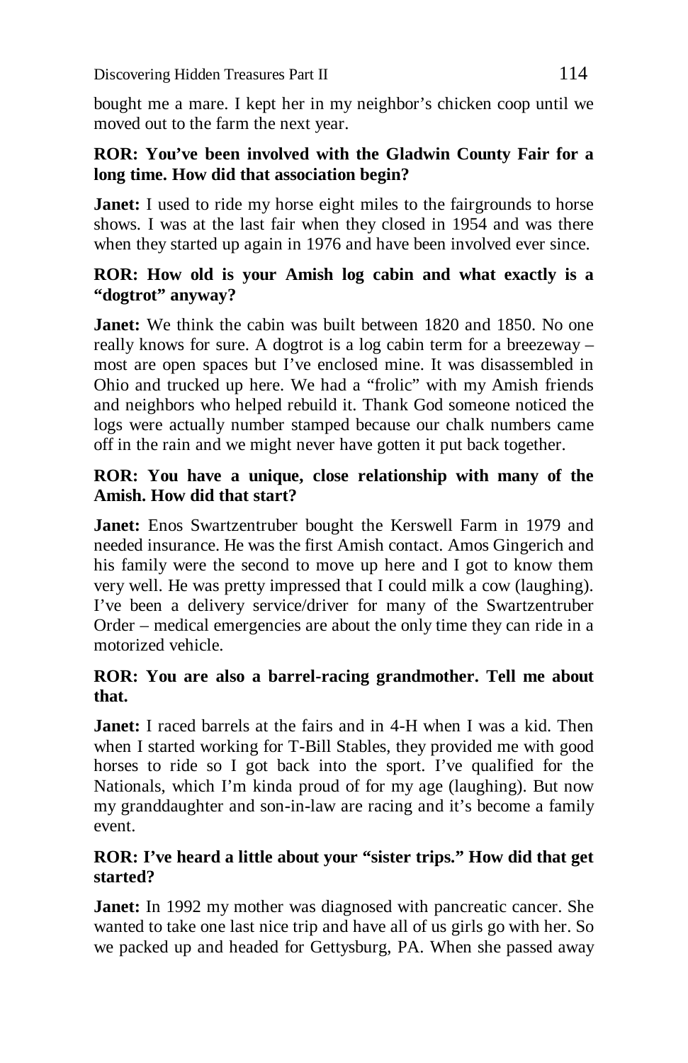bought me a mare. I kept her in my neighbor's chicken coop until we moved out to the farm the next year.

**ROR: You've been involved with the Gladwin County Fair for a long time. How did that association begin?**

**Janet:** I used to ride my horse eight miles to the fairgrounds to horse shows. I was at the last fair when they closed in 1954 and was there when they started up again in 1976 and have been involved ever since.

**ROR: How old is your Amish log cabin and what exactly is a "dogtrot" anyway?**

**Janet:** We think the cabin was built between 1820 and 1850. No one really knows for sure. A dogtrot is a log cabin term for a breezeway – most are open spaces but I've enclosed mine. It was disassembled in Ohio and trucked up here. We had a "frolic" with my Amish friends and neighbors who helped rebuild it. Thank God someone noticed the logs were actually number stamped because our chalk numbers came off in the rain and we might never have gotten it put back together.

**ROR: You have a unique, close relationship with many of the Amish. How did that start?**

**Janet:** Enos Swartzentruber bought the Kerswell Farm in 1979 and needed insurance. He was the first Amish contact. Amos Gingerich and his family were the second to move up here and I got to know them very well. He was pretty impressed that I could milk a cow (laughing). I've been a delivery service/driver for many of the Swartzentruber Order – medical emergencies are about the only time they can ride in a motorized vehicle.

**ROR: You are also a barrel-racing grandmother. Tell me about that.**

**Janet:** I raced barrels at the fairs and in 4-H when I was a kid. Then when I started working for T-Bill Stables, they provided me with good horses to ride so I got back into the sport. I've qualified for the Nationals, which I'm kinda proud of for my age (laughing). But now my granddaughter and son-in-law are racing and it's become a family event.

**ROR: I've heard a little about your "sister trips." How did that get started?**

**Janet:** In 1992 my mother was diagnosed with pancreatic cancer. She wanted to take one last nice trip and have all of us girls go with her. So we packed up and headed for Gettysburg, PA. When she passed away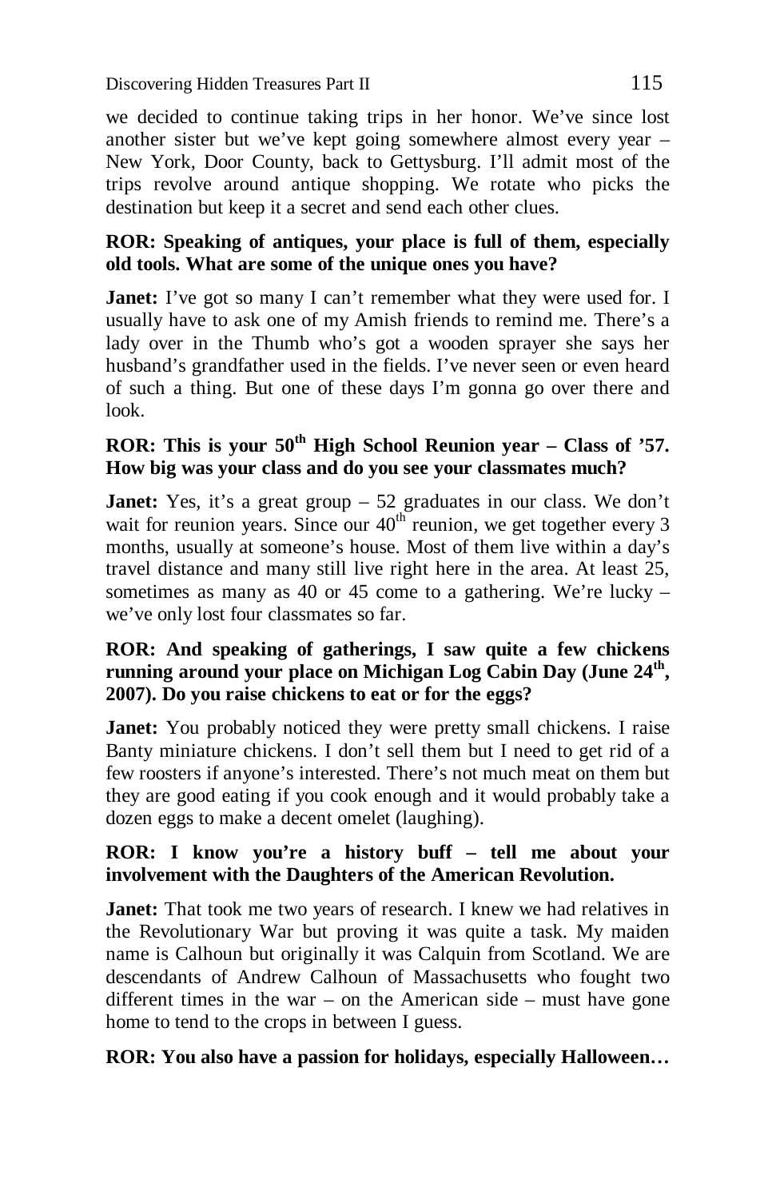we decided to continue taking trips in her honor. We've since lost another sister but we've kept going somewhere almost every year – New York, Door County, back to Gettysburg. I'll admit most of the trips revolve around antique shopping. We rotate who picks the destination but keep it a secret and send each other clues.

**ROR: Speaking of antiques, your place is full of them, especially old tools. What are some of the unique ones you have?**

**Janet:** I've got so many I can't remember what they were used for. I usually have to ask one of my Amish friends to remind me. There's a lady over in the Thumb who's got a wooden sprayer she says her husband's grandfather used in the fields. I've never seen or even heard of such a thing. But one of these days I'm gonna go over there and look.

**ROR: This is your 50th High School Reunion year – Class of '57. How big was your class and do you see your classmates much?**

**Janet:** Yes, it's a great group – 52 graduates in our class. We don't wait for reunion years. Since our 40th reunion, we get together every 3 months, usually at someone's house. Most of them live within a day's travel distance and many still live right here in the area. At least 25, sometimes as many as 40 or 45 come to a gathering. We're lucky – we've only lost four classmates so far.

**ROR: And speaking of gatherings, I saw quite a few chickens running around your place on Michigan Log Cabin Day (June 24th, 2007). Do you raise chickens to eat or for the eggs?**

**Janet:** You probably noticed they were pretty small chickens. I raise Banty miniature chickens. I don't sell them but I need to get rid of a few roosters if anyone's interested. There's not much meat on them but they are good eating if you cook enough and it would probably take a dozen eggs to make a decent omelet (laughing).

**ROR: I know you're a history buff – tell me about your involvement with the Daughters of the American Revolution.**

**Janet:** That took me two years of research. I knew we had relatives in the Revolutionary War but proving it was quite a task. My maiden name is Calhoun but originally it was Calquin from Scotland. We are descendants of Andrew Calhoun of Massachusetts who fought two different times in the war – on the American side – must have gone home to tend to the crops in between I guess.

**ROR: You also have a passion for holidays, especially Halloween…**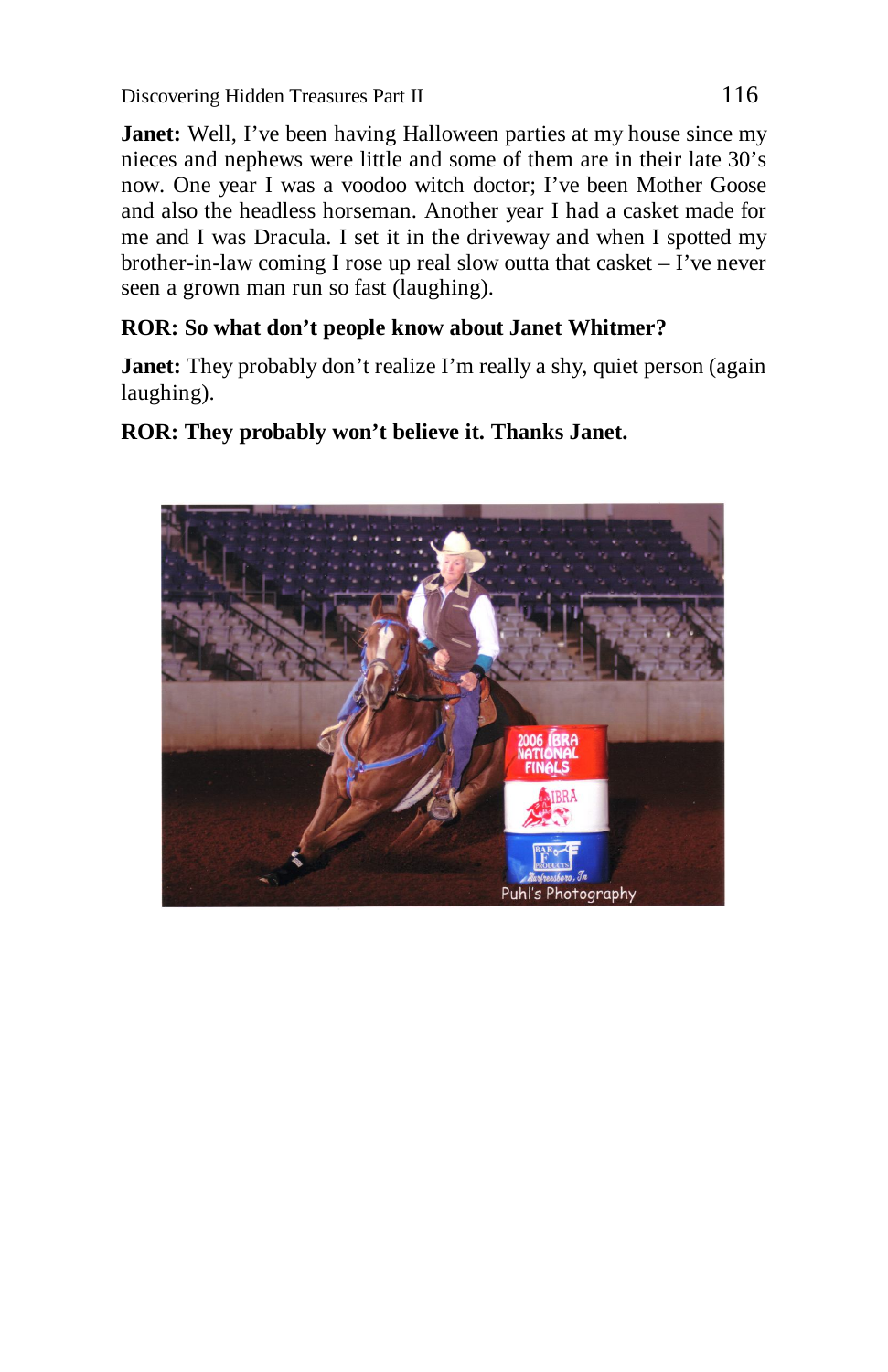**Janet:** Well, I've been having Halloween parties at my house since my nieces and nephews were little and some of them are in their late 30's now. One year I was a voodoo witch doctor; I've been Mother Goose and also the headless horseman. Another year I had a casket made for me and I was Dracula. I set it in the driveway and when I spotted my brother-in-law coming I rose up real slow outta that casket – I've never seen a grown man run so fast (laughing).

**ROR: So what don't people know about Janet Whitmer?**

**Janet:** They probably don't realize I'm really a shy, quiet person (again laughing).

**ROR: They probably won't believe it. Thanks Janet.**